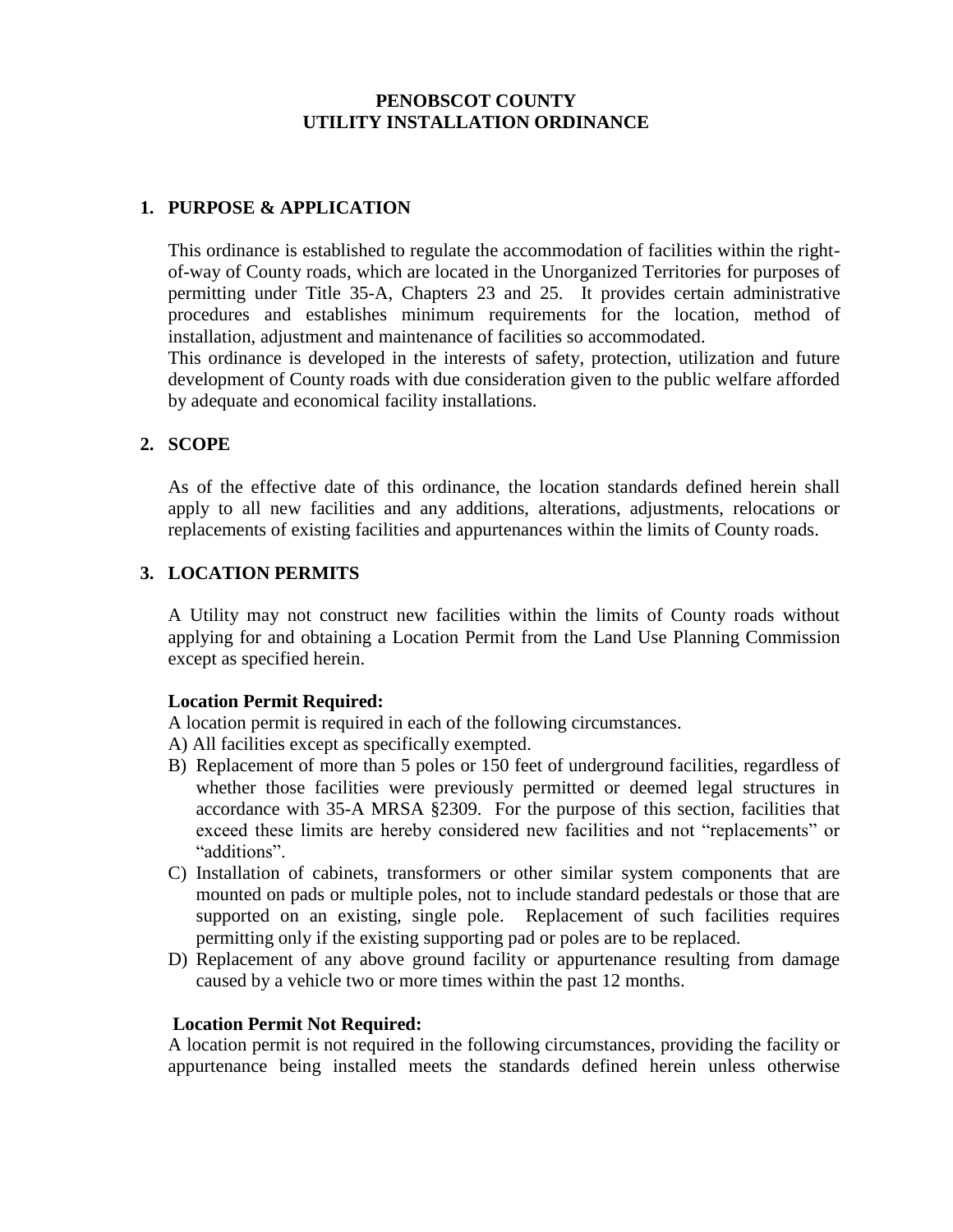# PENOBSCOT COUNTY
# UTILITY INSTALLATION ORDINANCE

## 1. PURPOSE & APPLICATION

This ordinance is established to regulate the accommodation of facilities within the right-of-way of County roads, which are located in the Unorganized Territories for purposes of permitting under Title 35-A, Chapters 23 and 25. It provides certain administrative procedures and establishes minimum requirements for the location, method of installation, adjustment and maintenance of facilities so accommodated.

This ordinance is developed in the interests of safety, protection, utilization and future development of County roads with due consideration given to the public welfare afforded by adequate and economical facility installations.

## 2. SCOPE

As of the effective date of this ordinance, the location standards defined herein shall apply to all new facilities and any additions, alterations, adjustments, relocations or replacements of existing facilities and appurtenances within the limits of County roads.

## 3. LOCATION PERMITS

A Utility may not construct new facilities within the limits of County roads without applying for and obtaining a Location Permit from the Land Use Planning Commission except as specified herein.

**Location Permit Required:**

A location permit is required in each of the following circumstances.

A) All facilities except as specifically exempted.

B) Replacement of more than 5 poles or 150 feet of underground facilities, regardless of whether those facilities were previously permitted or deemed legal structures in accordance with 35-A MRSA §2309. For the purpose of this section, facilities that exceed these limits are hereby considered new facilities and not "replacements" or "additions".

C) Installation of cabinets, transformers or other similar system components that are mounted on pads or multiple poles, not to include standard pedestals or those that are supported on an existing, single pole. Replacement of such facilities requires permitting only if the existing supporting pad or poles are to be replaced.

D) Replacement of any above ground facility or appurtenance resulting from damage caused by a vehicle two or more times within the past 12 months.

**Location Permit Not Required:**

A location permit is not required in the following circumstances, providing the facility or appurtenance being installed meets the standards defined herein unless otherwise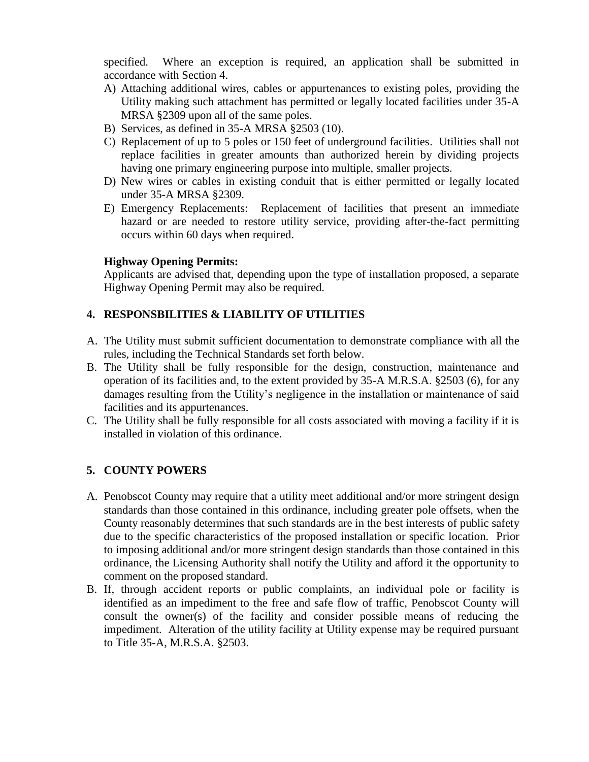specified. Where an exception is required, an application shall be submitted in accordance with Section 4.

A) Attaching additional wires, cables or appurtenances to existing poles, providing the Utility making such attachment has permitted or legally located facilities under 35-A MRSA §2309 upon all of the same poles.
B) Services, as defined in 35-A MRSA §2503 (10).
C) Replacement of up to 5 poles or 150 feet of underground facilities. Utilities shall not replace facilities in greater amounts than authorized herein by dividing projects having one primary engineering purpose into multiple, smaller projects.
D) New wires or cables in existing conduit that is either permitted or legally located under 35-A MRSA §2309.
E) Emergency Replacements: Replacement of facilities that present an immediate hazard or are needed to restore utility service, providing after-the-fact permitting occurs within 60 days when required.

**Highway Opening Permits:**
Applicants are advised that, depending upon the type of installation proposed, a separate Highway Opening Permit may also be required.

## 4. RESPONSBILITIES & LIABILITY OF UTILITIES

A. The Utility must submit sufficient documentation to demonstrate compliance with all the rules, including the Technical Standards set forth below.
B. The Utility shall be fully responsible for the design, construction, maintenance and operation of its facilities and, to the extent provided by 35-A M.R.S.A. §2503 (6), for any damages resulting from the Utility's negligence in the installation or maintenance of said facilities and its appurtenances.
C. The Utility shall be fully responsible for all costs associated with moving a facility if it is installed in violation of this ordinance.

## 5. COUNTY POWERS

A. Penobscot County may require that a utility meet additional and/or more stringent design standards than those contained in this ordinance, including greater pole offsets, when the County reasonably determines that such standards are in the best interests of public safety due to the specific characteristics of the proposed installation or specific location. Prior to imposing additional and/or more stringent design standards than those contained in this ordinance, the Licensing Authority shall notify the Utility and afford it the opportunity to comment on the proposed standard.
B. If, through accident reports or public complaints, an individual pole or facility is identified as an impediment to the free and safe flow of traffic, Penobscot County will consult the owner(s) of the facility and consider possible means of reducing the impediment. Alteration of the utility facility at Utility expense may be required pursuant to Title 35-A, M.R.S.A. §2503.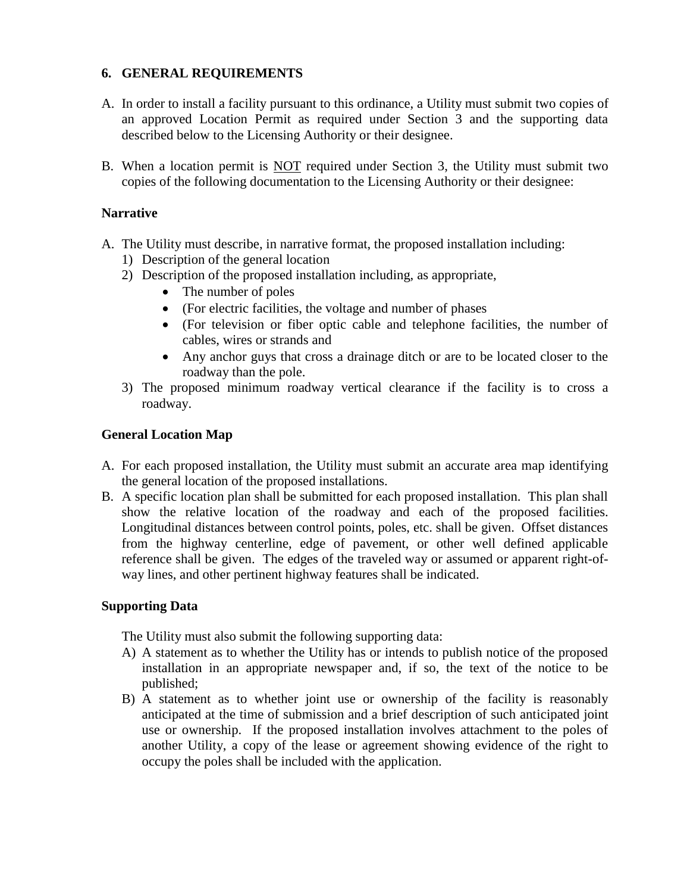### 6. GENERAL REQUIREMENTS

A. In order to install a facility pursuant to this ordinance, a Utility must submit two copies of an approved Location Permit as required under Section 3 and the supporting data described below to the Licensing Authority or their designee.

B. When a location permit is <u>NOT</u> required under Section 3, the Utility must submit two copies of the following documentation to the Licensing Authority or their designee:

#### Narrative

A. The Utility must describe, in narrative format, the proposed installation including:
   1) Description of the general location
   2) Description of the proposed installation including, as appropriate,
      - The number of poles
      - (For electric facilities, the voltage and number of phases
      - (For television or fiber optic cable and telephone facilities, the number of cables, wires or strands and
      - Any anchor guys that cross a drainage ditch or are to be located closer to the roadway than the pole.
   3) The proposed minimum roadway vertical clearance if the facility is to cross a roadway.

#### General Location Map

A. For each proposed installation, the Utility must submit an accurate area map identifying the general location of the proposed installations.
B. A specific location plan shall be submitted for each proposed installation. This plan shall show the relative location of the roadway and each of the proposed facilities. Longitudinal distances between control points, poles, etc. shall be given. Offset distances from the highway centerline, edge of pavement, or other well defined applicable reference shall be given. The edges of the traveled way or assumed or apparent right-of-way lines, and other pertinent highway features shall be indicated.

#### Supporting Data

The Utility must also submit the following supporting data:

A) A statement as to whether the Utility has or intends to publish notice of the proposed installation in an appropriate newspaper and, if so, the text of the notice to be published;
B) A statement as to whether joint use or ownership of the facility is reasonably anticipated at the time of submission and a brief description of such anticipated joint use or ownership. If the proposed installation involves attachment to the poles of another Utility, a copy of the lease or agreement showing evidence of the right to occupy the poles shall be included with the application.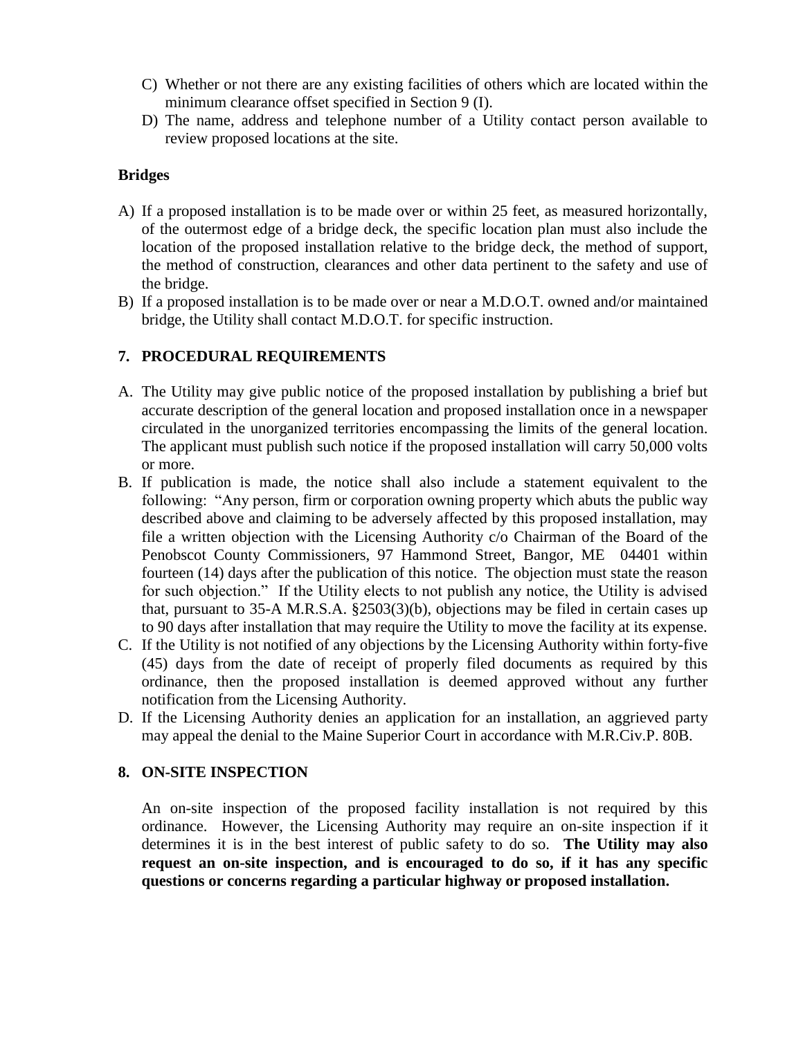C) Whether or not there are any existing facilities of others which are located within the minimum clearance offset specified in Section 9 (I).

D) The name, address and telephone number of a Utility contact person available to review proposed locations at the site.

**Bridges**

A) If a proposed installation is to be made over or within 25 feet, as measured horizontally, of the outermost edge of a bridge deck, the specific location plan must also include the location of the proposed installation relative to the bridge deck, the method of support, the method of construction, clearances and other data pertinent to the safety and use of the bridge.

B) If a proposed installation is to be made over or near a M.D.O.T. owned and/or maintained bridge, the Utility shall contact M.D.O.T. for specific instruction.

## 7. PROCEDURAL REQUIREMENTS

A. The Utility may give public notice of the proposed installation by publishing a brief but accurate description of the general location and proposed installation once in a newspaper circulated in the unorganized territories encompassing the limits of the general location. The applicant must publish such notice if the proposed installation will carry 50,000 volts or more.

B. If publication is made, the notice shall also include a statement equivalent to the following: "Any person, firm or corporation owning property which abuts the public way described above and claiming to be adversely affected by this proposed installation, may file a written objection with the Licensing Authority c/o Chairman of the Board of the Penobscot County Commissioners, 97 Hammond Street, Bangor, ME 04401 within fourteen (14) days after the publication of this notice. The objection must state the reason for such objection." If the Utility elects to not publish any notice, the Utility is advised that, pursuant to 35-A M.R.S.A. §2503(3)(b), objections may be filed in certain cases up to 90 days after installation that may require the Utility to move the facility at its expense.

C. If the Utility is not notified of any objections by the Licensing Authority within forty-five (45) days from the date of receipt of properly filed documents as required by this ordinance, then the proposed installation is deemed approved without any further notification from the Licensing Authority.

D. If the Licensing Authority denies an application for an installation, an aggrieved party may appeal the denial to the Maine Superior Court in accordance with M.R.Civ.P. 80B.

## 8. ON-SITE INSPECTION

An on-site inspection of the proposed facility installation is not required by this ordinance. However, the Licensing Authority may require an on-site inspection if it determines it is in the best interest of public safety to do so. **The Utility may also request an on-site inspection, and is encouraged to do so, if it has any specific questions or concerns regarding a particular highway or proposed installation.**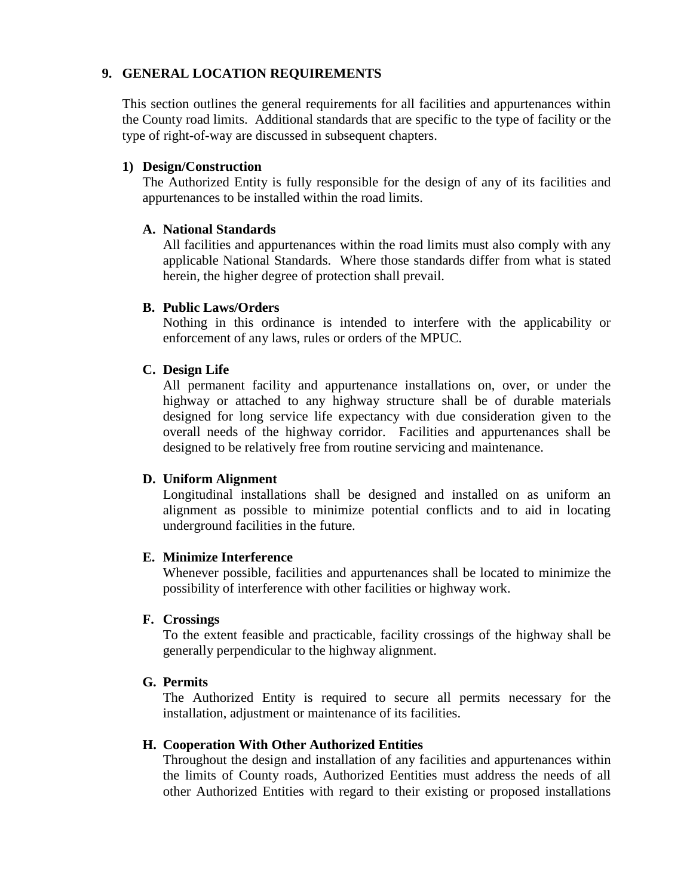## 9. GENERAL LOCATION REQUIREMENTS

This section outlines the general requirements for all facilities and appurtenances within the County road limits. Additional standards that are specific to the type of facility or the type of right-of-way are discussed in subsequent chapters.

### 1) Design/Construction

The Authorized Entity is fully responsible for the design of any of its facilities and appurtenances to be installed within the road limits.

#### A. National Standards

All facilities and appurtenances within the road limits must also comply with any applicable National Standards. Where those standards differ from what is stated herein, the higher degree of protection shall prevail.

#### B. Public Laws/Orders

Nothing in this ordinance is intended to interfere with the applicability or enforcement of any laws, rules or orders of the MPUC.

#### C. Design Life

All permanent facility and appurtenance installations on, over, or under the highway or attached to any highway structure shall be of durable materials designed for long service life expectancy with due consideration given to the overall needs of the highway corridor. Facilities and appurtenances shall be designed to be relatively free from routine servicing and maintenance.

#### D. Uniform Alignment

Longitudinal installations shall be designed and installed on as uniform an alignment as possible to minimize potential conflicts and to aid in locating underground facilities in the future.

#### E. Minimize Interference

Whenever possible, facilities and appurtenances shall be located to minimize the possibility of interference with other facilities or highway work.

#### F. Crossings

To the extent feasible and practicable, facility crossings of the highway shall be generally perpendicular to the highway alignment.

#### G. Permits

The Authorized Entity is required to secure all permits necessary for the installation, adjustment or maintenance of its facilities.

#### H. Cooperation With Other Authorized Entities

Throughout the design and installation of any facilities and appurtenances within the limits of County roads, Authorized Eentities must address the needs of all other Authorized Entities with regard to their existing or proposed installations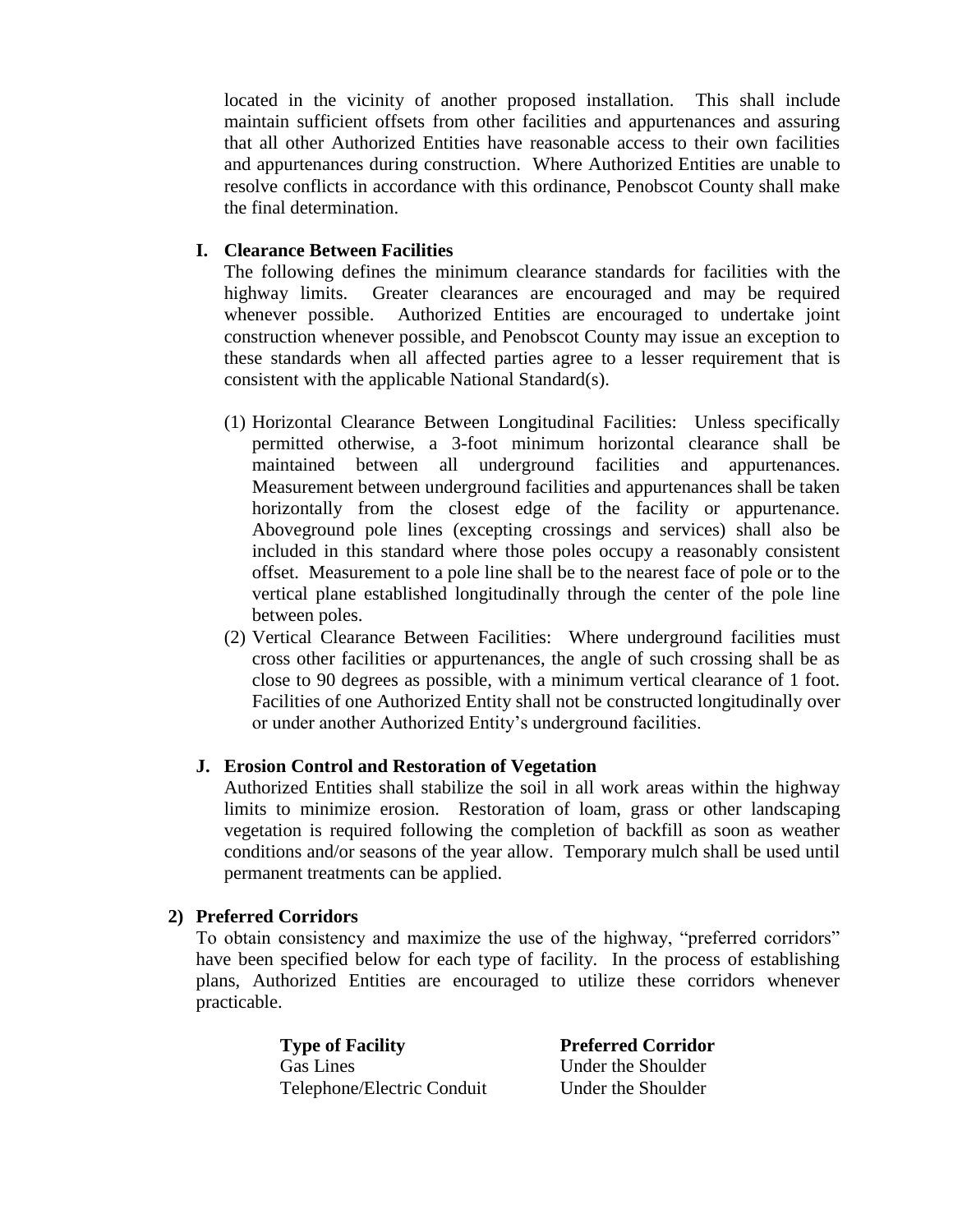located in the vicinity of another proposed installation. This shall include maintain sufficient offsets from other facilities and appurtenances and assuring that all other Authorized Entities have reasonable access to their own facilities and appurtenances during construction. Where Authorized Entities are unable to resolve conflicts in accordance with this ordinance, Penobscot County shall make the final determination.

**I. Clearance Between Facilities**

The following defines the minimum clearance standards for facilities with the highway limits. Greater clearances are encouraged and may be required whenever possible. Authorized Entities are encouraged to undertake joint construction whenever possible, and Penobscot County may issue an exception to these standards when all affected parties agree to a lesser requirement that is consistent with the applicable National Standard(s).

(1) Horizontal Clearance Between Longitudinal Facilities: Unless specifically permitted otherwise, a 3-foot minimum horizontal clearance shall be maintained between all underground facilities and appurtenances. Measurement between underground facilities and appurtenances shall be taken horizontally from the closest edge of the facility or appurtenance. Aboveground pole lines (excepting crossings and services) shall also be included in this standard where those poles occupy a reasonably consistent offset. Measurement to a pole line shall be to the nearest face of pole or to the vertical plane established longitudinally through the center of the pole line between poles.

(2) Vertical Clearance Between Facilities: Where underground facilities must cross other facilities or appurtenances, the angle of such crossing shall be as close to 90 degrees as possible, with a minimum vertical clearance of 1 foot. Facilities of one Authorized Entity shall not be constructed longitudinally over or under another Authorized Entity's underground facilities.

**J. Erosion Control and Restoration of Vegetation**

Authorized Entities shall stabilize the soil in all work areas within the highway limits to minimize erosion. Restoration of loam, grass or other landscaping vegetation is required following the completion of backfill as soon as weather conditions and/or seasons of the year allow. Temporary mulch shall be used until permanent treatments can be applied.

**2) Preferred Corridors**

To obtain consistency and maximize the use of the highway, "preferred corridors" have been specified below for each type of facility. In the process of establishing plans, Authorized Entities are encouraged to utilize these corridors whenever practicable.

| Type of Facility | Preferred Corridor |
|---|---|
| Gas Lines | Under the Shoulder |
| Telephone/Electric Conduit | Under the Shoulder |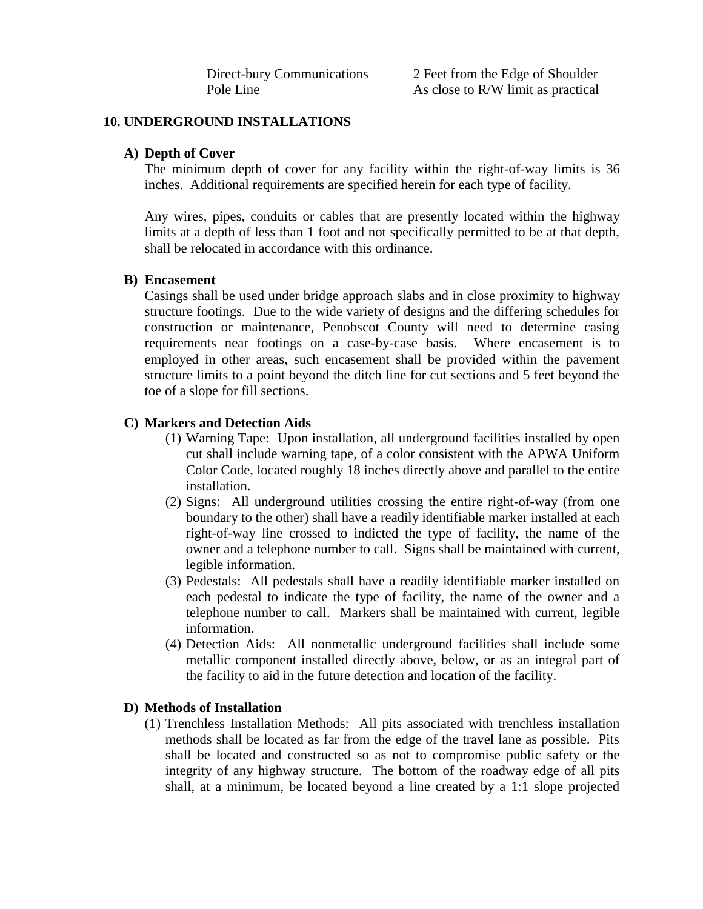| | |
|---|---|
| Direct-bury Communications | 2 Feet from the Edge of Shoulder |
| Pole Line | As close to R/W limit as practical |

## 10. UNDERGROUND INSTALLATIONS

### A) Depth of Cover

The minimum depth of cover for any facility within the right-of-way limits is 36 inches. Additional requirements are specified herein for each type of facility.

Any wires, pipes, conduits or cables that are presently located within the highway limits at a depth of less than 1 foot and not specifically permitted to be at that depth, shall be relocated in accordance with this ordinance.

### B) Encasement

Casings shall be used under bridge approach slabs and in close proximity to highway structure footings. Due to the wide variety of designs and the differing schedules for construction or maintenance, Penobscot County will need to determine casing requirements near footings on a case-by-case basis. Where encasement is to employed in other areas, such encasement shall be provided within the pavement structure limits to a point beyond the ditch line for cut sections and 5 feet beyond the toe of a slope for fill sections.

### C) Markers and Detection Aids

(1) Warning Tape: Upon installation, all underground facilities installed by open cut shall include warning tape, of a color consistent with the APWA Uniform Color Code, located roughly 18 inches directly above and parallel to the entire installation.

(2) Signs: All underground utilities crossing the entire right-of-way (from one boundary to the other) shall have a readily identifiable marker installed at each right-of-way line crossed to indicted the type of facility, the name of the owner and a telephone number to call. Signs shall be maintained with current, legible information.

(3) Pedestals: All pedestals shall have a readily identifiable marker installed on each pedestal to indicate the type of facility, the name of the owner and a telephone number to call. Markers shall be maintained with current, legible information.

(4) Detection Aids: All nonmetallic underground facilities shall include some metallic component installed directly above, below, or as an integral part of the facility to aid in the future detection and location of the facility.

### D) Methods of Installation

(1) Trenchless Installation Methods: All pits associated with trenchless installation methods shall be located as far from the edge of the travel lane as possible. Pits shall be located and constructed so as not to compromise public safety or the integrity of any highway structure. The bottom of the roadway edge of all pits shall, at a minimum, be located beyond a line created by a 1:1 slope projected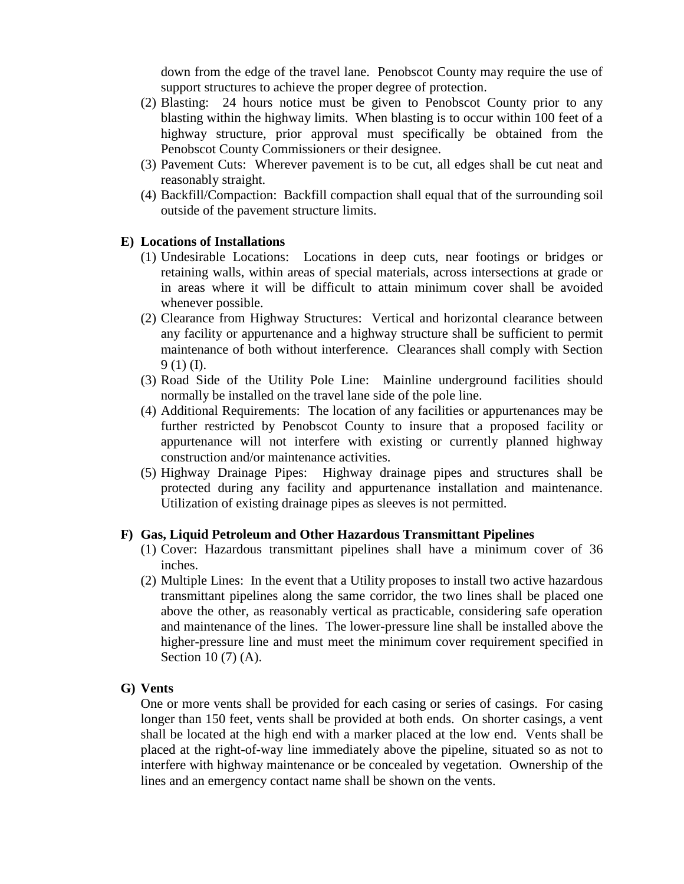down from the edge of the travel lane. Penobscot County may require the use of support structures to achieve the proper degree of protection.

(2) Blasting: 24 hours notice must be given to Penobscot County prior to any blasting within the highway limits. When blasting is to occur within 100 feet of a highway structure, prior approval must specifically be obtained from the Penobscot County Commissioners or their designee.

(3) Pavement Cuts: Wherever pavement is to be cut, all edges shall be cut neat and reasonably straight.

(4) Backfill/Compaction: Backfill compaction shall equal that of the surrounding soil outside of the pavement structure limits.

**E) Locations of Installations**

(1) Undesirable Locations: Locations in deep cuts, near footings or bridges or retaining walls, within areas of special materials, across intersections at grade or in areas where it will be difficult to attain minimum cover shall be avoided whenever possible.

(2) Clearance from Highway Structures: Vertical and horizontal clearance between any facility or appurtenance and a highway structure shall be sufficient to permit maintenance of both without interference. Clearances shall comply with Section 9 (1) (I).

(3) Road Side of the Utility Pole Line: Mainline underground facilities should normally be installed on the travel lane side of the pole line.

(4) Additional Requirements: The location of any facilities or appurtenances may be further restricted by Penobscot County to insure that a proposed facility or appurtenance will not interfere with existing or currently planned highway construction and/or maintenance activities.

(5) Highway Drainage Pipes: Highway drainage pipes and structures shall be protected during any facility and appurtenance installation and maintenance. Utilization of existing drainage pipes as sleeves is not permitted.

**F) Gas, Liquid Petroleum and Other Hazardous Transmittant Pipelines**

(1) Cover: Hazardous transmittant pipelines shall have a minimum cover of 36 inches.

(2) Multiple Lines: In the event that a Utility proposes to install two active hazardous transmittant pipelines along the same corridor, the two lines shall be placed one above the other, as reasonably vertical as practicable, considering safe operation and maintenance of the lines. The lower-pressure line shall be installed above the higher-pressure line and must meet the minimum cover requirement specified in Section 10 (7) (A).

**G) Vents**

One or more vents shall be provided for each casing or series of casings. For casing longer than 150 feet, vents shall be provided at both ends. On shorter casings, a vent shall be located at the high end with a marker placed at the low end. Vents shall be placed at the right-of-way line immediately above the pipeline, situated so as not to interfere with highway maintenance or be concealed by vegetation. Ownership of the lines and an emergency contact name shall be shown on the vents.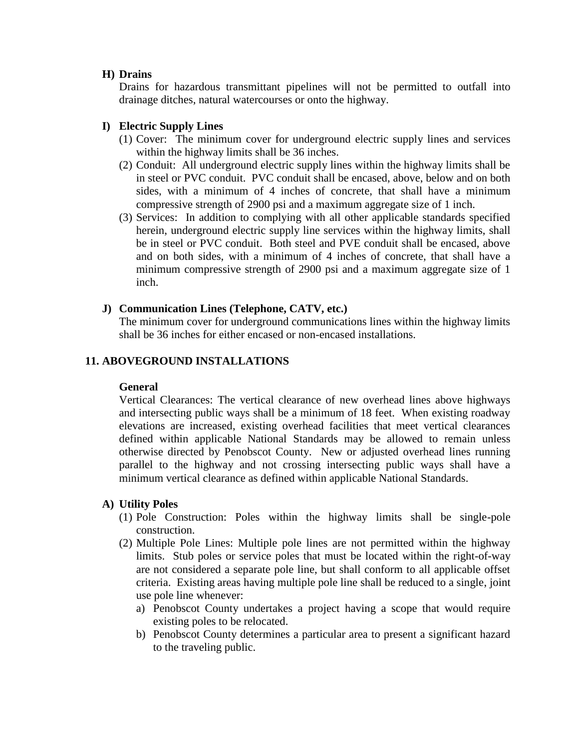### H) Drains

Drains for hazardous transmittant pipelines will not be permitted to outfall into drainage ditches, natural watercourses or onto the highway.

### I) Electric Supply Lines

(1) Cover: The minimum cover for underground electric supply lines and services within the highway limits shall be 36 inches.

(2) Conduit: All underground electric supply lines within the highway limits shall be in steel or PVC conduit. PVC conduit shall be encased, above, below and on both sides, with a minimum of 4 inches of concrete, that shall have a minimum compressive strength of 2900 psi and a maximum aggregate size of 1 inch.

(3) Services: In addition to complying with all other applicable standards specified herein, underground electric supply line services within the highway limits, shall be in steel or PVC conduit. Both steel and PVE conduit shall be encased, above and on both sides, with a minimum of 4 inches of concrete, that shall have a minimum compressive strength of 2900 psi and a maximum aggregate size of 1 inch.

### J) Communication Lines (Telephone, CATV, etc.)

The minimum cover for underground communications lines within the highway limits shall be 36 inches for either encased or non-encased installations.

## 11. ABOVEGROUND INSTALLATIONS

### General

Vertical Clearances: The vertical clearance of new overhead lines above highways and intersecting public ways shall be a minimum of 18 feet. When existing roadway elevations are increased, existing overhead facilities that meet vertical clearances defined within applicable National Standards may be allowed to remain unless otherwise directed by Penobscot County. New or adjusted overhead lines running parallel to the highway and not crossing intersecting public ways shall have a minimum vertical clearance as defined within applicable National Standards.

### A) Utility Poles

(1) Pole Construction: Poles within the highway limits shall be single-pole construction.

(2) Multiple Pole Lines: Multiple pole lines are not permitted within the highway limits. Stub poles or service poles that must be located within the right-of-way are not considered a separate pole line, but shall conform to all applicable offset criteria. Existing areas having multiple pole line shall be reduced to a single, joint use pole line whenever:

a) Penobscot County undertakes a project having a scope that would require existing poles to be relocated.

b) Penobscot County determines a particular area to present a significant hazard to the traveling public.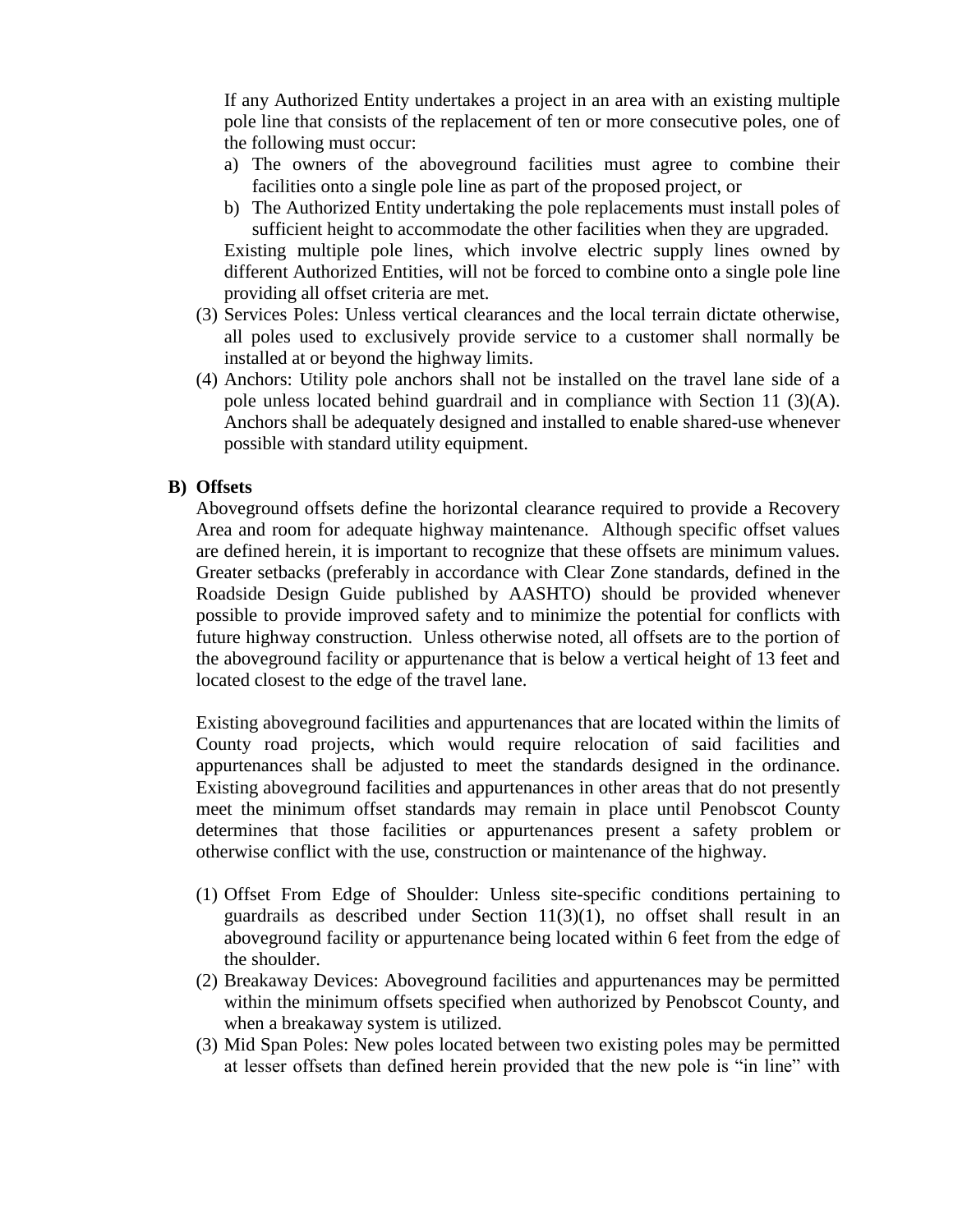If any Authorized Entity undertakes a project in an area with an existing multiple pole line that consists of the replacement of ten or more consecutive poles, one of the following must occur:

a) The owners of the aboveground facilities must agree to combine their facilities onto a single pole line as part of the proposed project, or
b) The Authorized Entity undertaking the pole replacements must install poles of sufficient height to accommodate the other facilities when they are upgraded.

Existing multiple pole lines, which involve electric supply lines owned by different Authorized Entities, will not be forced to combine onto a single pole line providing all offset criteria are met.

(3) Services Poles: Unless vertical clearances and the local terrain dictate otherwise, all poles used to exclusively provide service to a customer shall normally be installed at or beyond the highway limits.

(4) Anchors: Utility pole anchors shall not be installed on the travel lane side of a pole unless located behind guardrail and in compliance with Section 11 (3)(A). Anchors shall be adequately designed and installed to enable shared-use whenever possible with standard utility equipment.

**B) Offsets**

Aboveground offsets define the horizontal clearance required to provide a Recovery Area and room for adequate highway maintenance. Although specific offset values are defined herein, it is important to recognize that these offsets are minimum values. Greater setbacks (preferably in accordance with Clear Zone standards, defined in the Roadside Design Guide published by AASHTO) should be provided whenever possible to provide improved safety and to minimize the potential for conflicts with future highway construction. Unless otherwise noted, all offsets are to the portion of the aboveground facility or appurtenance that is below a vertical height of 13 feet and located closest to the edge of the travel lane.

Existing aboveground facilities and appurtenances that are located within the limits of County road projects, which would require relocation of said facilities and appurtenances shall be adjusted to meet the standards designed in the ordinance. Existing aboveground facilities and appurtenances in other areas that do not presently meet the minimum offset standards may remain in place until Penobscot County determines that those facilities or appurtenances present a safety problem or otherwise conflict with the use, construction or maintenance of the highway.

(1) Offset From Edge of Shoulder: Unless site-specific conditions pertaining to guardrails as described under Section 11(3)(1), no offset shall result in an aboveground facility or appurtenance being located within 6 feet from the edge of the shoulder.

(2) Breakaway Devices: Aboveground facilities and appurtenances may be permitted within the minimum offsets specified when authorized by Penobscot County, and when a breakaway system is utilized.

(3) Mid Span Poles: New poles located between two existing poles may be permitted at lesser offsets than defined herein provided that the new pole is "in line" with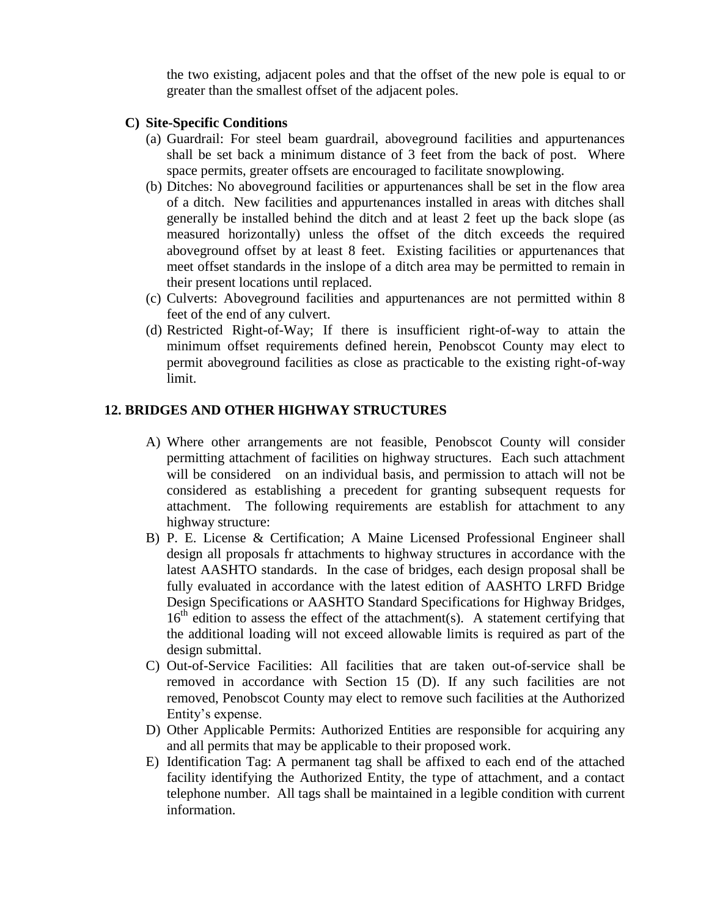the two existing, adjacent poles and that the offset of the new pole is equal to or greater than the smallest offset of the adjacent poles.

**C) Site-Specific Conditions**

(a) Guardrail: For steel beam guardrail, aboveground facilities and appurtenances shall be set back a minimum distance of 3 feet from the back of post. Where space permits, greater offsets are encouraged to facilitate snowplowing.

(b) Ditches: No aboveground facilities or appurtenances shall be set in the flow area of a ditch. New facilities and appurtenances installed in areas with ditches shall generally be installed behind the ditch and at least 2 feet up the back slope (as measured horizontally) unless the offset of the ditch exceeds the required aboveground offset by at least 8 feet. Existing facilities or appurtenances that meet offset standards in the inslope of a ditch area may be permitted to remain in their present locations until replaced.

(c) Culverts: Aboveground facilities and appurtenances are not permitted within 8 feet of the end of any culvert.

(d) Restricted Right-of-Way; If there is insufficient right-of-way to attain the minimum offset requirements defined herein, Penobscot County may elect to permit aboveground facilities as close as practicable to the existing right-of-way limit.

## 12. BRIDGES AND OTHER HIGHWAY STRUCTURES

A) Where other arrangements are not feasible, Penobscot County will consider permitting attachment of facilities on highway structures. Each such attachment will be considered on an individual basis, and permission to attach will not be considered as establishing a precedent for granting subsequent requests for attachment. The following requirements are establish for attachment to any highway structure:

B) P. E. License & Certification; A Maine Licensed Professional Engineer shall design all proposals fr attachments to highway structures in accordance with the latest AASHTO standards. In the case of bridges, each design proposal shall be fully evaluated in accordance with the latest edition of AASHTO LRFD Bridge Design Specifications or AASHTO Standard Specifications for Highway Bridges, 16th edition to assess the effect of the attachment(s). A statement certifying that the additional loading will not exceed allowable limits is required as part of the design submittal.

C) Out-of-Service Facilities: All facilities that are taken out-of-service shall be removed in accordance with Section 15 (D). If any such facilities are not removed, Penobscot County may elect to remove such facilities at the Authorized Entity's expense.

D) Other Applicable Permits: Authorized Entities are responsible for acquiring any and all permits that may be applicable to their proposed work.

E) Identification Tag: A permanent tag shall be affixed to each end of the attached facility identifying the Authorized Entity, the type of attachment, and a contact telephone number. All tags shall be maintained in a legible condition with current information.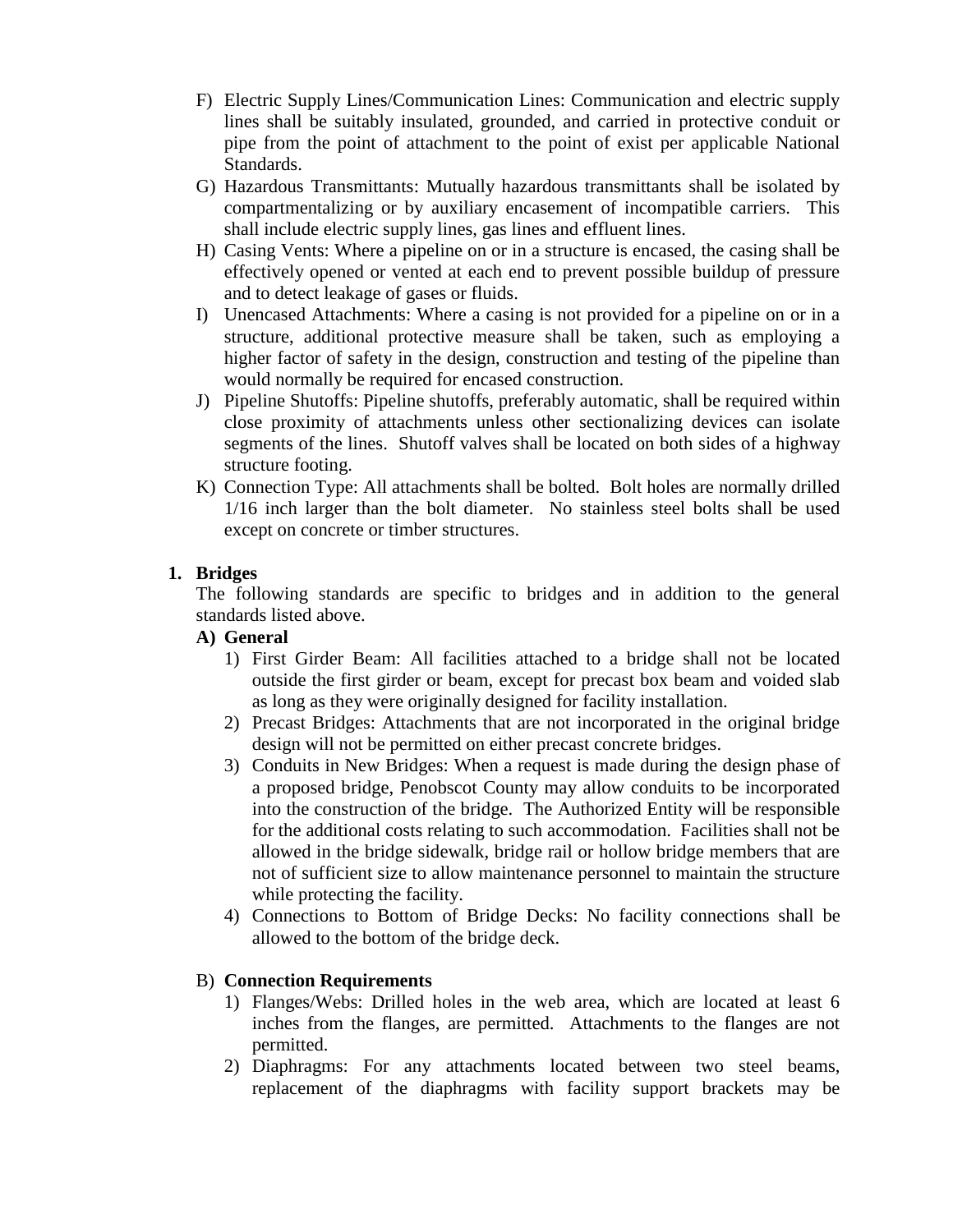F) Electric Supply Lines/Communication Lines: Communication and electric supply lines shall be suitably insulated, grounded, and carried in protective conduit or pipe from the point of attachment to the point of exist per applicable National Standards.

G) Hazardous Transmittants: Mutually hazardous transmittants shall be isolated by compartmentalizing or by auxiliary encasement of incompatible carriers. This shall include electric supply lines, gas lines and effluent lines.

H) Casing Vents: Where a pipeline on or in a structure is encased, the casing shall be effectively opened or vented at each end to prevent possible buildup of pressure and to detect leakage of gases or fluids.

I) Unencased Attachments: Where a casing is not provided for a pipeline on or in a structure, additional protective measure shall be taken, such as employing a higher factor of safety in the design, construction and testing of the pipeline than would normally be required for encased construction.

J) Pipeline Shutoffs: Pipeline shutoffs, preferably automatic, shall be required within close proximity of attachments unless other sectionalizing devices can isolate segments of the lines. Shutoff valves shall be located on both sides of a highway structure footing.

K) Connection Type: All attachments shall be bolted. Bolt holes are normally drilled 1/16 inch larger than the bolt diameter. No stainless steel bolts shall be used except on concrete or timber structures.

**1. Bridges**

The following standards are specific to bridges and in addition to the general standards listed above.

**A) General**

1) First Girder Beam: All facilities attached to a bridge shall not be located outside the first girder or beam, except for precast box beam and voided slab as long as they were originally designed for facility installation.
2) Precast Bridges: Attachments that are not incorporated in the original bridge design will not be permitted on either precast concrete bridges.
3) Conduits in New Bridges: When a request is made during the design phase of a proposed bridge, Penobscot County may allow conduits to be incorporated into the construction of the bridge. The Authorized Entity will be responsible for the additional costs relating to such accommodation. Facilities shall not be allowed in the bridge sidewalk, bridge rail or hollow bridge members that are not of sufficient size to allow maintenance personnel to maintain the structure while protecting the facility.
4) Connections to Bottom of Bridge Decks: No facility connections shall be allowed to the bottom of the bridge deck.

B) **Connection Requirements**

1) Flanges/Webs: Drilled holes in the web area, which are located at least 6 inches from the flanges, are permitted. Attachments to the flanges are not permitted.
2) Diaphragms: For any attachments located between two steel beams, replacement of the diaphragms with facility support brackets may be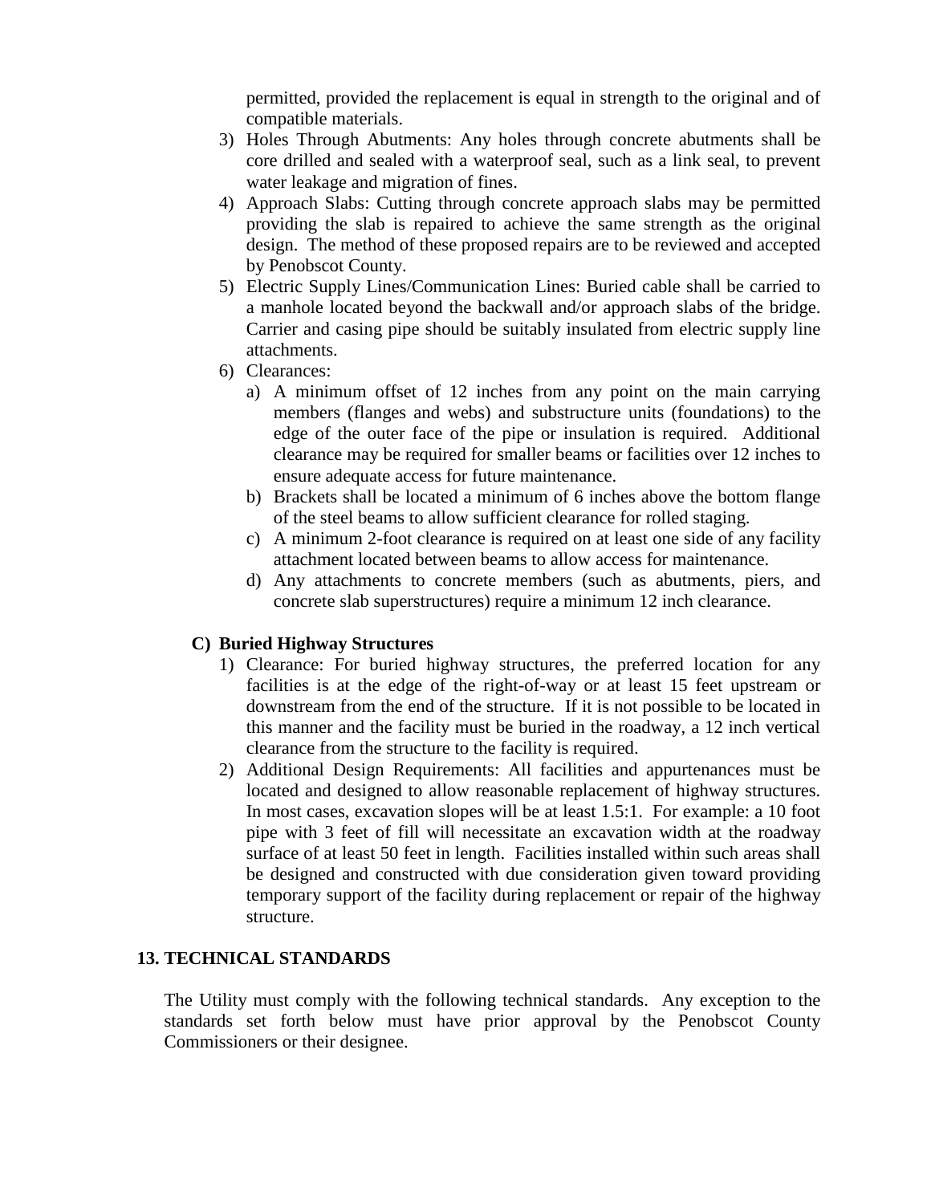permitted, provided the replacement is equal in strength to the original and of compatible materials.

3) Holes Through Abutments: Any holes through concrete abutments shall be core drilled and sealed with a waterproof seal, such as a link seal, to prevent water leakage and migration of fines.
4) Approach Slabs: Cutting through concrete approach slabs may be permitted providing the slab is repaired to achieve the same strength as the original design. The method of these proposed repairs are to be reviewed and accepted by Penobscot County.
5) Electric Supply Lines/Communication Lines: Buried cable shall be carried to a manhole located beyond the backwall and/or approach slabs of the bridge. Carrier and casing pipe should be suitably insulated from electric supply line attachments.
6) Clearances:
   a) A minimum offset of 12 inches from any point on the main carrying members (flanges and webs) and substructure units (foundations) to the edge of the outer face of the pipe or insulation is required. Additional clearance may be required for smaller beams or facilities over 12 inches to ensure adequate access for future maintenance.
   b) Brackets shall be located a minimum of 6 inches above the bottom flange of the steel beams to allow sufficient clearance for rolled staging.
   c) A minimum 2-foot clearance is required on at least one side of any facility attachment located between beams to allow access for maintenance.
   d) Any attachments to concrete members (such as abutments, piers, and concrete slab superstructures) require a minimum 12 inch clearance.

**C) Buried Highway Structures**

1) Clearance: For buried highway structures, the preferred location for any facilities is at the edge of the right-of-way or at least 15 feet upstream or downstream from the end of the structure. If it is not possible to be located in this manner and the facility must be buried in the roadway, a 12 inch vertical clearance from the structure to the facility is required.
2) Additional Design Requirements: All facilities and appurtenances must be located and designed to allow reasonable replacement of highway structures. In most cases, excavation slopes will be at least 1.5:1. For example: a 10 foot pipe with 3 feet of fill will necessitate an excavation width at the roadway surface of at least 50 feet in length. Facilities installed within such areas shall be designed and constructed with due consideration given toward providing temporary support of the facility during replacement or repair of the highway structure.

## 13. TECHNICAL STANDARDS

The Utility must comply with the following technical standards. Any exception to the standards set forth below must have prior approval by the Penobscot County Commissioners or their designee.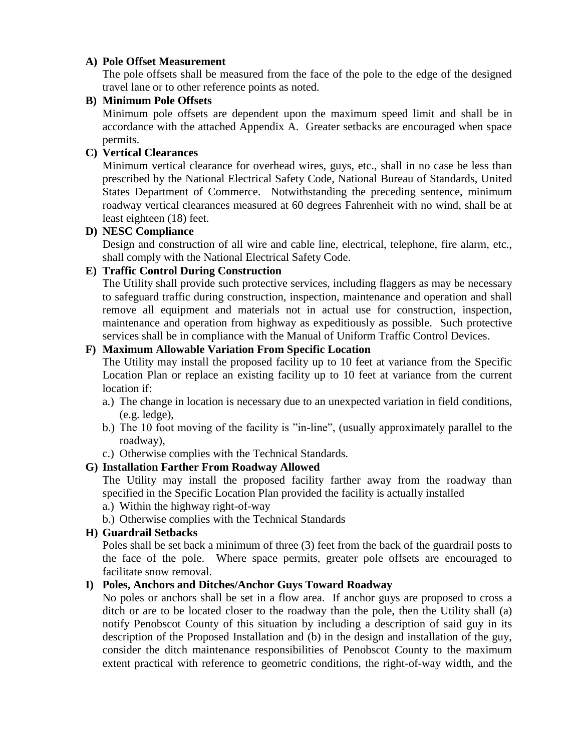**A) Pole Offset Measurement**

The pole offsets shall be measured from the face of the pole to the edge of the designed travel lane or to other reference points as noted.

**B) Minimum Pole Offsets**

Minimum pole offsets are dependent upon the maximum speed limit and shall be in accordance with the attached Appendix A. Greater setbacks are encouraged when space permits.

**C) Vertical Clearances**

Minimum vertical clearance for overhead wires, guys, etc., shall in no case be less than prescribed by the National Electrical Safety Code, National Bureau of Standards, United States Department of Commerce. Notwithstanding the preceding sentence, minimum roadway vertical clearances measured at 60 degrees Fahrenheit with no wind, shall be at least eighteen (18) feet.

**D) NESC Compliance**

Design and construction of all wire and cable line, electrical, telephone, fire alarm, etc., shall comply with the National Electrical Safety Code.

**E) Traffic Control During Construction**

The Utility shall provide such protective services, including flaggers as may be necessary to safeguard traffic during construction, inspection, maintenance and operation and shall remove all equipment and materials not in actual use for construction, inspection, maintenance and operation from highway as expeditiously as possible. Such protective services shall be in compliance with the Manual of Uniform Traffic Control Devices.

**F) Maximum Allowable Variation From Specific Location**

The Utility may install the proposed facility up to 10 feet at variance from the Specific Location Plan or replace an existing facility up to 10 feet at variance from the current location if:

a.) The change in location is necessary due to an unexpected variation in field conditions, (e.g. ledge),

b.) The 10 foot moving of the facility is "in-line", (usually approximately parallel to the roadway),

c.) Otherwise complies with the Technical Standards.

**G) Installation Farther From Roadway Allowed**

The Utility may install the proposed facility farther away from the roadway than specified in the Specific Location Plan provided the facility is actually installed

a.) Within the highway right-of-way

b.) Otherwise complies with the Technical Standards

**H) Guardrail Setbacks**

Poles shall be set back a minimum of three (3) feet from the back of the guardrail posts to the face of the pole. Where space permits, greater pole offsets are encouraged to facilitate snow removal.

**I) Poles, Anchors and Ditches/Anchor Guys Toward Roadway**

No poles or anchors shall be set in a flow area. If anchor guys are proposed to cross a ditch or are to be located closer to the roadway than the pole, then the Utility shall (a) notify Penobscot County of this situation by including a description of said guy in its description of the Proposed Installation and (b) in the design and installation of the guy, consider the ditch maintenance responsibilities of Penobscot County to the maximum extent practical with reference to geometric conditions, the right-of-way width, and the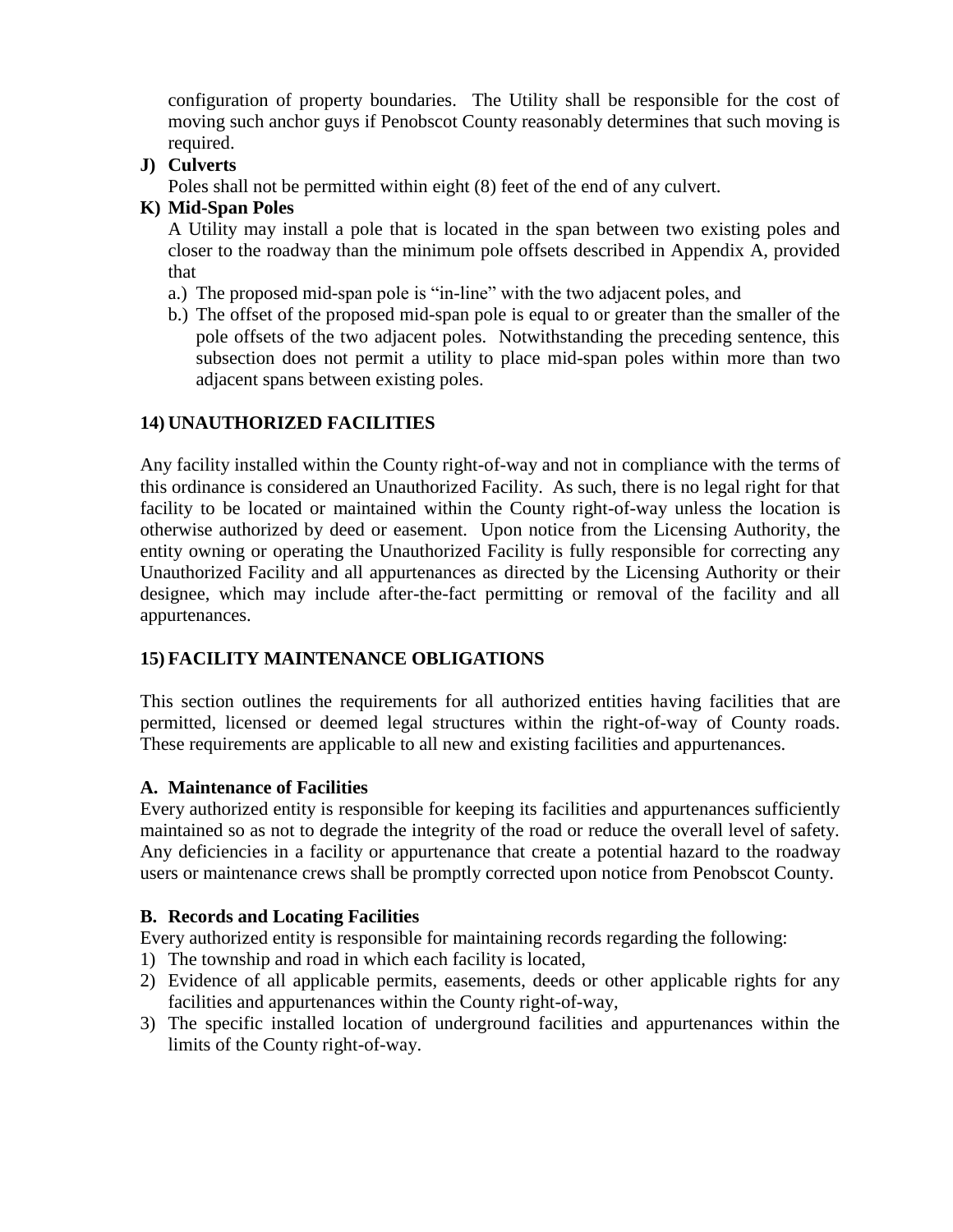configuration of property boundaries. The Utility shall be responsible for the cost of moving such anchor guys if Penobscot County reasonably determines that such moving is required.

**J) Culverts**

Poles shall not be permitted within eight (8) feet of the end of any culvert.

**K) Mid-Span Poles**

A Utility may install a pole that is located in the span between two existing poles and closer to the roadway than the minimum pole offsets described in Appendix A, provided that

a.) The proposed mid-span pole is "in-line" with the two adjacent poles, and

b.) The offset of the proposed mid-span pole is equal to or greater than the smaller of the pole offsets of the two adjacent poles. Notwithstanding the preceding sentence, this subsection does not permit a utility to place mid-span poles within more than two adjacent spans between existing poles.

## 14) UNAUTHORIZED FACILITIES

Any facility installed within the County right-of-way and not in compliance with the terms of this ordinance is considered an Unauthorized Facility. As such, there is no legal right for that facility to be located or maintained within the County right-of-way unless the location is otherwise authorized by deed or easement. Upon notice from the Licensing Authority, the entity owning or operating the Unauthorized Facility is fully responsible for correcting any Unauthorized Facility and all appurtenances as directed by the Licensing Authority or their designee, which may include after-the-fact permitting or removal of the facility and all appurtenances.

## 15) FACILITY MAINTENANCE OBLIGATIONS

This section outlines the requirements for all authorized entities having facilities that are permitted, licensed or deemed legal structures within the right-of-way of County roads. These requirements are applicable to all new and existing facilities and appurtenances.

### A. Maintenance of Facilities

Every authorized entity is responsible for keeping its facilities and appurtenances sufficiently maintained so as not to degrade the integrity of the road or reduce the overall level of safety. Any deficiencies in a facility or appurtenance that create a potential hazard to the roadway users or maintenance crews shall be promptly corrected upon notice from Penobscot County.

### B. Records and Locating Facilities

Every authorized entity is responsible for maintaining records regarding the following:

1) The township and road in which each facility is located,
2) Evidence of all applicable permits, easements, deeds or other applicable rights for any facilities and appurtenances within the County right-of-way,
3) The specific installed location of underground facilities and appurtenances within the limits of the County right-of-way.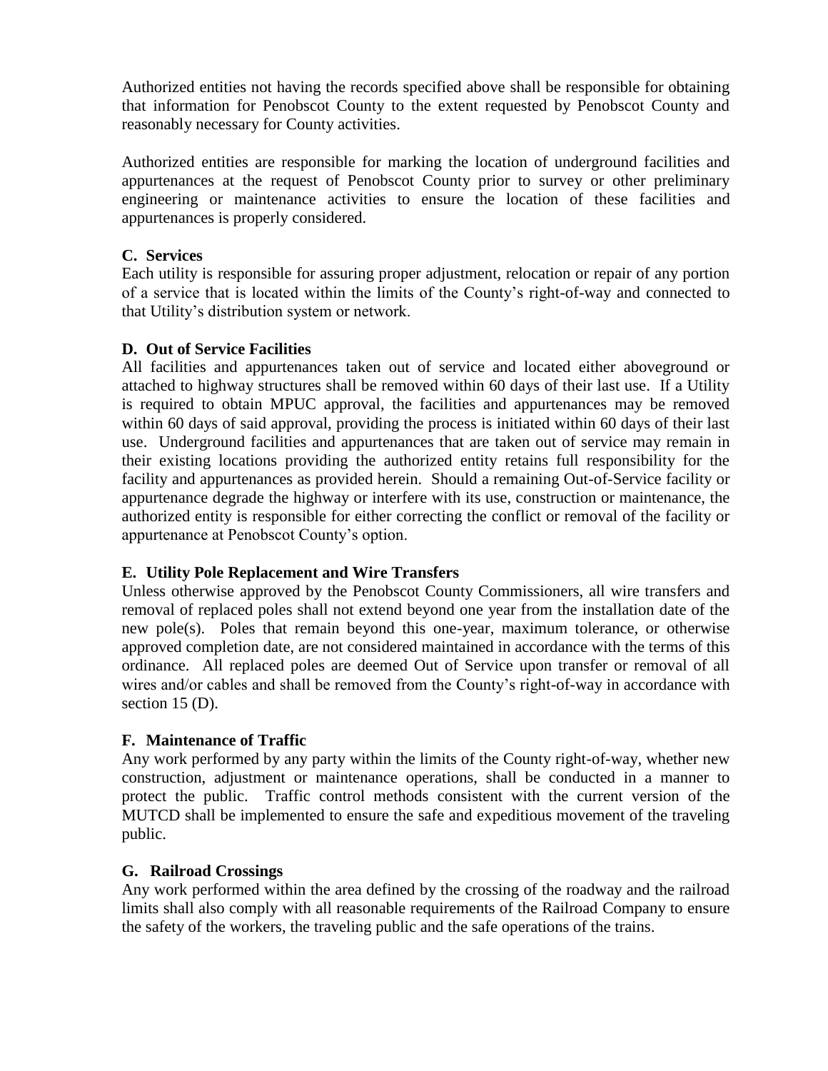Authorized entities not having the records specified above shall be responsible for obtaining that information for Penobscot County to the extent requested by Penobscot County and reasonably necessary for County activities.

Authorized entities are responsible for marking the location of underground facilities and appurtenances at the request of Penobscot County prior to survey or other preliminary engineering or maintenance activities to ensure the location of these facilities and appurtenances is properly considered.

**C. Services**

Each utility is responsible for assuring proper adjustment, relocation or repair of any portion of a service that is located within the limits of the County's right-of-way and connected to that Utility's distribution system or network.

**D. Out of Service Facilities**

All facilities and appurtenances taken out of service and located either aboveground or attached to highway structures shall be removed within 60 days of their last use. If a Utility is required to obtain MPUC approval, the facilities and appurtenances may be removed within 60 days of said approval, providing the process is initiated within 60 days of their last use. Underground facilities and appurtenances that are taken out of service may remain in their existing locations providing the authorized entity retains full responsibility for the facility and appurtenances as provided herein. Should a remaining Out-of-Service facility or appurtenance degrade the highway or interfere with its use, construction or maintenance, the authorized entity is responsible for either correcting the conflict or removal of the facility or appurtenance at Penobscot County's option.

**E. Utility Pole Replacement and Wire Transfers**

Unless otherwise approved by the Penobscot County Commissioners, all wire transfers and removal of replaced poles shall not extend beyond one year from the installation date of the new pole(s). Poles that remain beyond this one-year, maximum tolerance, or otherwise approved completion date, are not considered maintained in accordance with the terms of this ordinance. All replaced poles are deemed Out of Service upon transfer or removal of all wires and/or cables and shall be removed from the County's right-of-way in accordance with section 15 (D).

**F. Maintenance of Traffic**

Any work performed by any party within the limits of the County right-of-way, whether new construction, adjustment or maintenance operations, shall be conducted in a manner to protect the public. Traffic control methods consistent with the current version of the MUTCD shall be implemented to ensure the safe and expeditious movement of the traveling public.

**G. Railroad Crossings**

Any work performed within the area defined by the crossing of the roadway and the railroad limits shall also comply with all reasonable requirements of the Railroad Company to ensure the safety of the workers, the traveling public and the safe operations of the trains.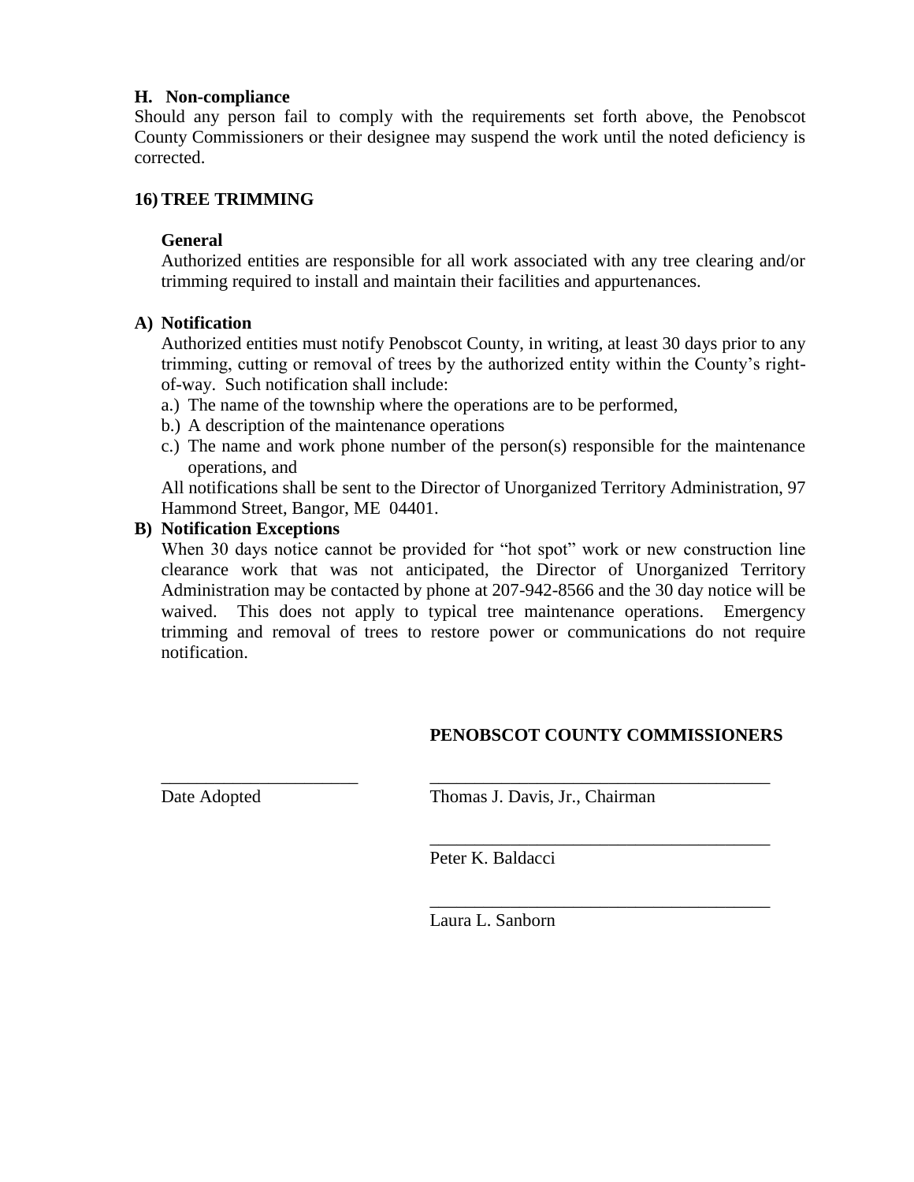**H. Non-compliance**

Should any person fail to comply with the requirements set forth above, the Penobscot County Commissioners or their designee may suspend the work until the noted deficiency is corrected.

**16) TREE TRIMMING**

**General**

Authorized entities are responsible for all work associated with any tree clearing and/or trimming required to install and maintain their facilities and appurtenances.

**A) Notification**

Authorized entities must notify Penobscot County, in writing, at least 30 days prior to any trimming, cutting or removal of trees by the authorized entity within the County's right-of-way. Such notification shall include:

a.) The name of the township where the operations are to be performed,
b.) A description of the maintenance operations
c.) The name and work phone number of the person(s) responsible for the maintenance operations, and

All notifications shall be sent to the Director of Unorganized Territory Administration, 97 Hammond Street, Bangor, ME 04401.

**B) Notification Exceptions**

When 30 days notice cannot be provided for "hot spot" work or new construction line clearance work that was not anticipated, the Director of Unorganized Territory Administration may be contacted by phone at 207-942-8566 and the 30 day notice will be waived. This does not apply to typical tree maintenance operations. Emergency trimming and removal of trees to restore power or communications do not require notification.

**PENOBSCOT COUNTY COMMISSIONERS**

______________________ Date Adopted

______________________ Thomas J. Davis, Jr., Chairman

______________________ Peter K. Baldacci

______________________ Laura L. Sanborn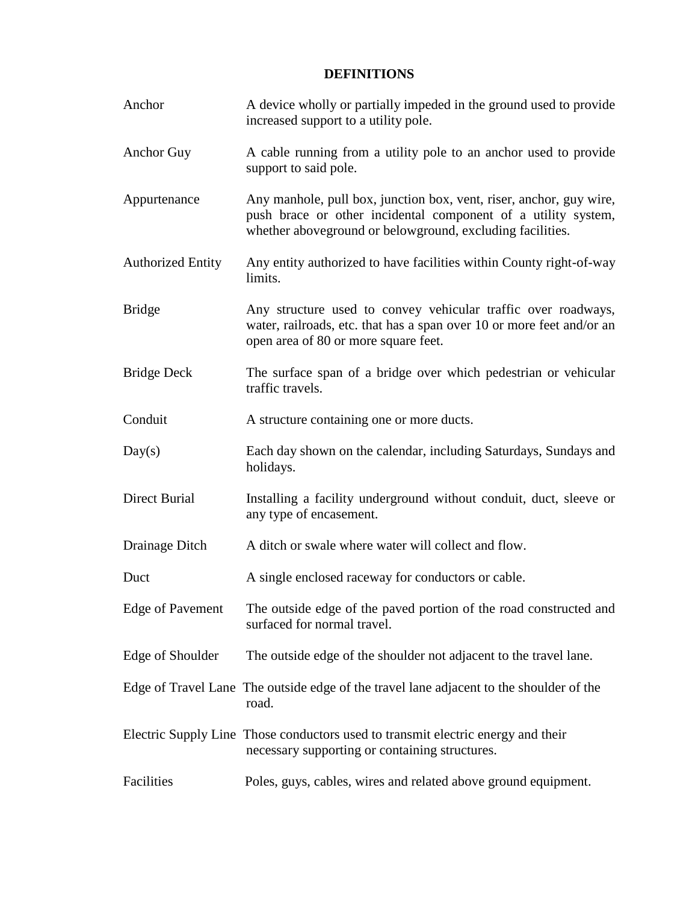## DEFINITIONS

| | |
|---|---|
| Anchor | A device wholly or partially impeded in the ground used to provide increased support to a utility pole. |
| Anchor Guy | A cable running from a utility pole to an anchor used to provide support to said pole. |
| Appurtenance | Any manhole, pull box, junction box, vent, riser, anchor, guy wire, push brace or other incidental component of a utility system, whether aboveground or belowground, excluding facilities. |
| Authorized Entity | Any entity authorized to have facilities within County right-of-way limits. |
| Bridge | Any structure used to convey vehicular traffic over roadways, water, railroads, etc. that has a span over 10 or more feet and/or an open area of 80 or more square feet. |
| Bridge Deck | The surface span of a bridge over which pedestrian or vehicular traffic travels. |
| Conduit | A structure containing one or more ducts. |
| Day(s) | Each day shown on the calendar, including Saturdays, Sundays and holidays. |
| Direct Burial | Installing a facility underground without conduit, duct, sleeve or any type of encasement. |
| Drainage Ditch | A ditch or swale where water will collect and flow. |
| Duct | A single enclosed raceway for conductors or cable. |
| Edge of Pavement | The outside edge of the paved portion of the road constructed and surfaced for normal travel. |
| Edge of Shoulder | The outside edge of the shoulder not adjacent to the travel lane. |
| Edge of Travel Lane | The outside edge of the travel lane adjacent to the shoulder of the road. |
| Electric Supply Line | Those conductors used to transmit electric energy and their necessary supporting or containing structures. |
| Facilities | Poles, guys, cables, wires and related above ground equipment. |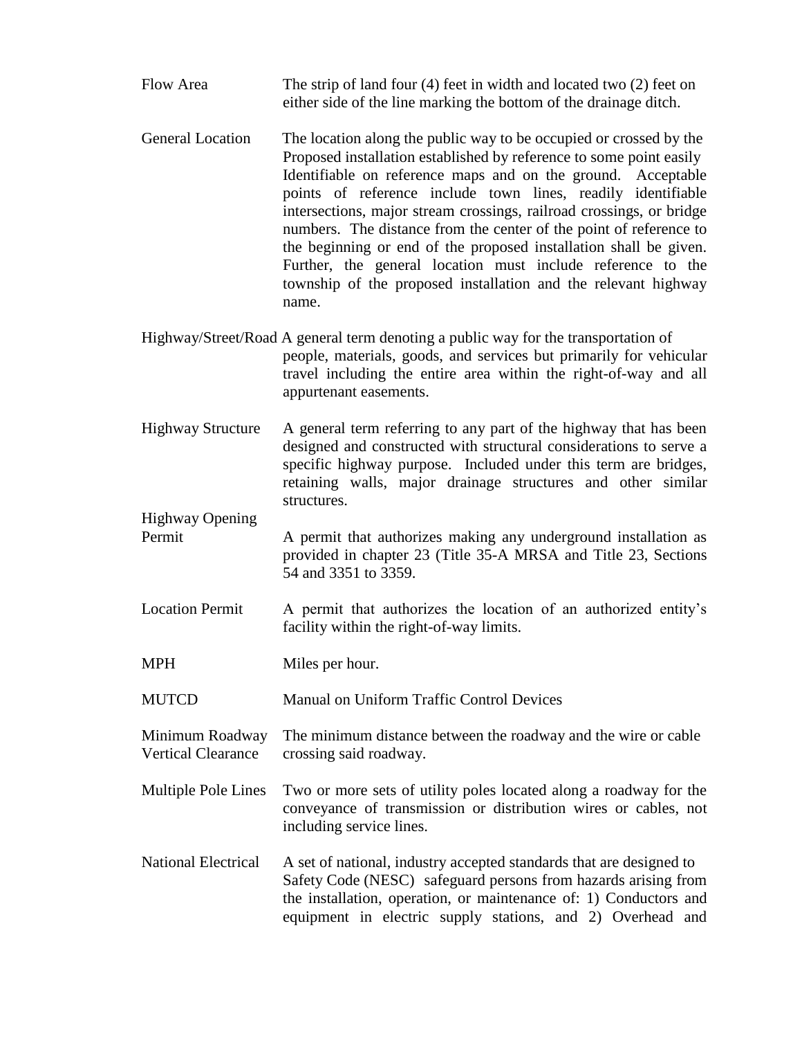**Flow Area** — The strip of land four (4) feet in width and located two (2) feet on either side of the line marking the bottom of the drainage ditch.

**General Location** — The location along the public way to be occupied or crossed by the Proposed installation established by reference to some point easily Identifiable on reference maps and on the ground. Acceptable points of reference include town lines, readily identifiable intersections, major stream crossings, railroad crossings, or bridge numbers. The distance from the center of the point of reference to the beginning or end of the proposed installation shall be given. Further, the general location must include reference to the township of the proposed installation and the relevant highway name.

**Highway/Street/Road** — A general term denoting a public way for the transportation of people, materials, goods, and services but primarily for vehicular travel including the entire area within the right-of-way and all appurtenant easements.

**Highway Structure** — A general term referring to any part of the highway that has been designed and constructed with structural considerations to serve a specific highway purpose. Included under this term are bridges, retaining walls, major drainage structures and other similar structures.

**Highway Opening Permit** — A permit that authorizes making any underground installation as provided in chapter 23 (Title 35-A MRSA and Title 23, Sections 54 and 3351 to 3359.

**Location Permit** — A permit that authorizes the location of an authorized entity's facility within the right-of-way limits.

**MPH** — Miles per hour.

**MUTCD** — Manual on Uniform Traffic Control Devices

**Minimum Roadway Vertical Clearance** — The minimum distance between the roadway and the wire or cable crossing said roadway.

**Multiple Pole Lines** — Two or more sets of utility poles located along a roadway for the conveyance of transmission or distribution wires or cables, not including service lines.

**National Electrical Safety Code (NESC)** — A set of national, industry accepted standards that are designed to safeguard persons from hazards arising from the installation, operation, or maintenance of: 1) Conductors and equipment in electric supply stations, and 2) Overhead and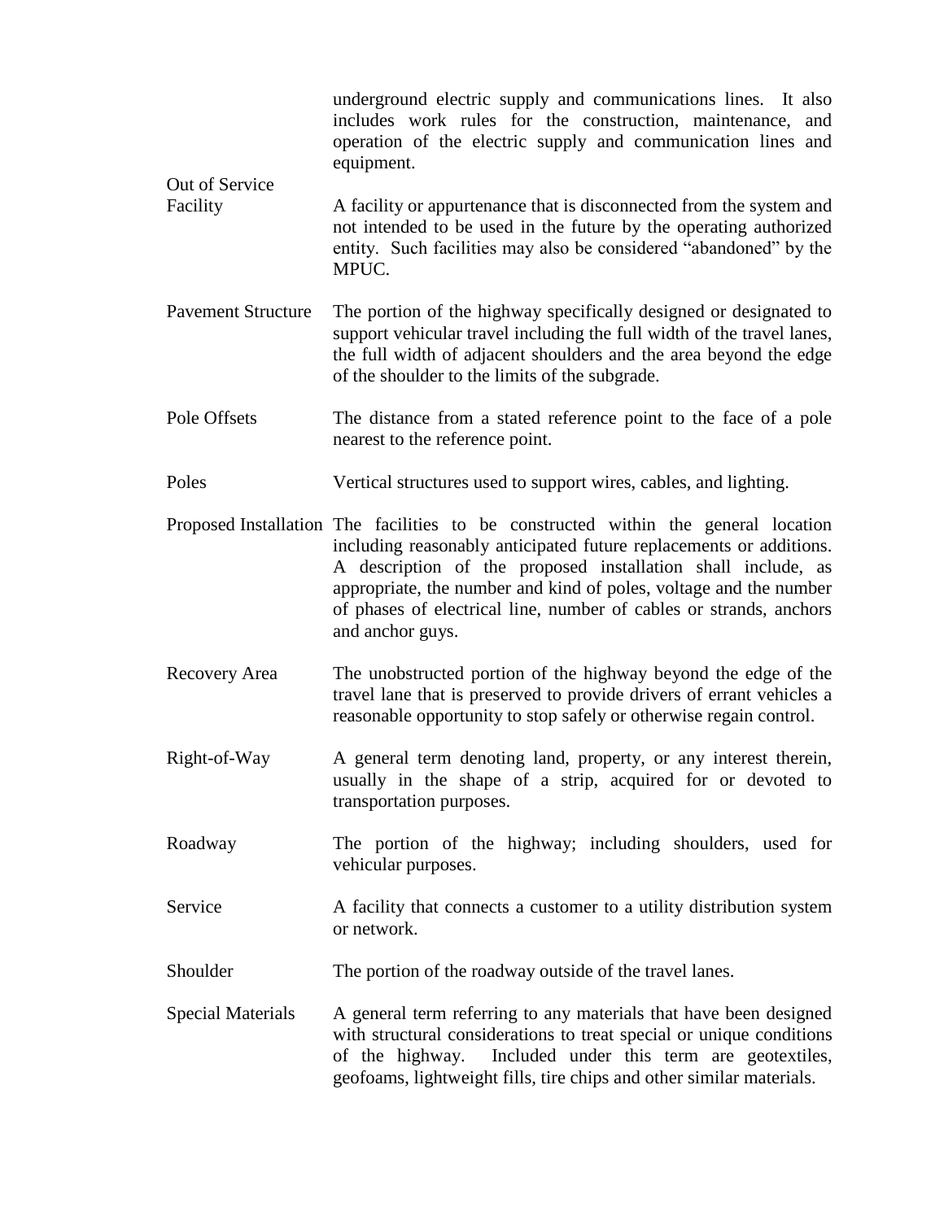underground electric supply and communications lines. It also includes work rules for the construction, maintenance, and operation of the electric supply and communication lines and equipment.

| | |
|---|---|
| Out of Service Facility | A facility or appurtenance that is disconnected from the system and not intended to be used in the future by the operating authorized entity. Such facilities may also be considered "abandoned" by the MPUC. |
| Pavement Structure | The portion of the highway specifically designed or designated to support vehicular travel including the full width of the travel lanes, the full width of adjacent shoulders and the area beyond the edge of the shoulder to the limits of the subgrade. |
| Pole Offsets | The distance from a stated reference point to the face of a pole nearest to the reference point. |
| Poles | Vertical structures used to support wires, cables, and lighting. |
| Proposed Installation | The facilities to be constructed within the general location including reasonably anticipated future replacements or additions. A description of the proposed installation shall include, as appropriate, the number and kind of poles, voltage and the number of phases of electrical line, number of cables or strands, anchors and anchor guys. |
| Recovery Area | The unobstructed portion of the highway beyond the edge of the travel lane that is preserved to provide drivers of errant vehicles a reasonable opportunity to stop safely or otherwise regain control. |
| Right-of-Way | A general term denoting land, property, or any interest therein, usually in the shape of a strip, acquired for or devoted to transportation purposes. |
| Roadway | The portion of the highway; including shoulders, used for vehicular purposes. |
| Service | A facility that connects a customer to a utility distribution system or network. |
| Shoulder | The portion of the roadway outside of the travel lanes. |
| Special Materials | A general term referring to any materials that have been designed with structural considerations to treat special or unique conditions of the highway. Included under this term are geotextiles, geofoams, lightweight fills, tire chips and other similar materials. |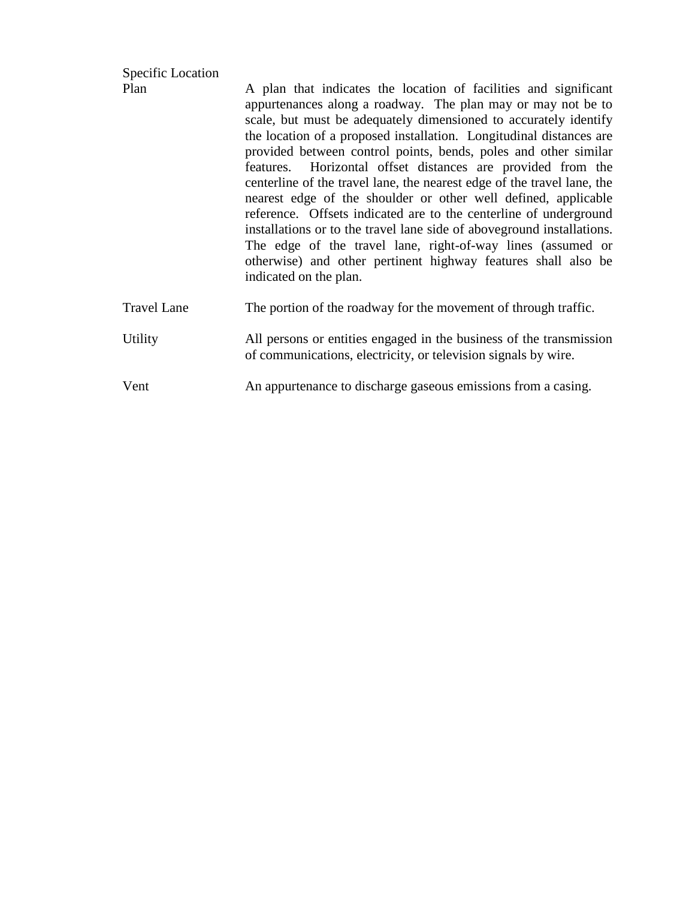| | |
|---|---|
| Specific Location Plan | A plan that indicates the location of facilities and significant appurtenances along a roadway. The plan may or may not be to scale, but must be adequately dimensioned to accurately identify the location of a proposed installation. Longitudinal distances are provided between control points, bends, poles and other similar features. Horizontal offset distances are provided from the centerline of the travel lane, the nearest edge of the travel lane, the nearest edge of the shoulder or other well defined, applicable reference. Offsets indicated are to the centerline of underground installations or to the travel lane side of aboveground installations. The edge of the travel lane, right-of-way lines (assumed or otherwise) and other pertinent highway features shall also be indicated on the plan. |
| Travel Lane | The portion of the roadway for the movement of through traffic. |
| Utility | All persons or entities engaged in the business of the transmission of communications, electricity, or television signals by wire. |
| Vent | An appurtenance to discharge gaseous emissions from a casing. |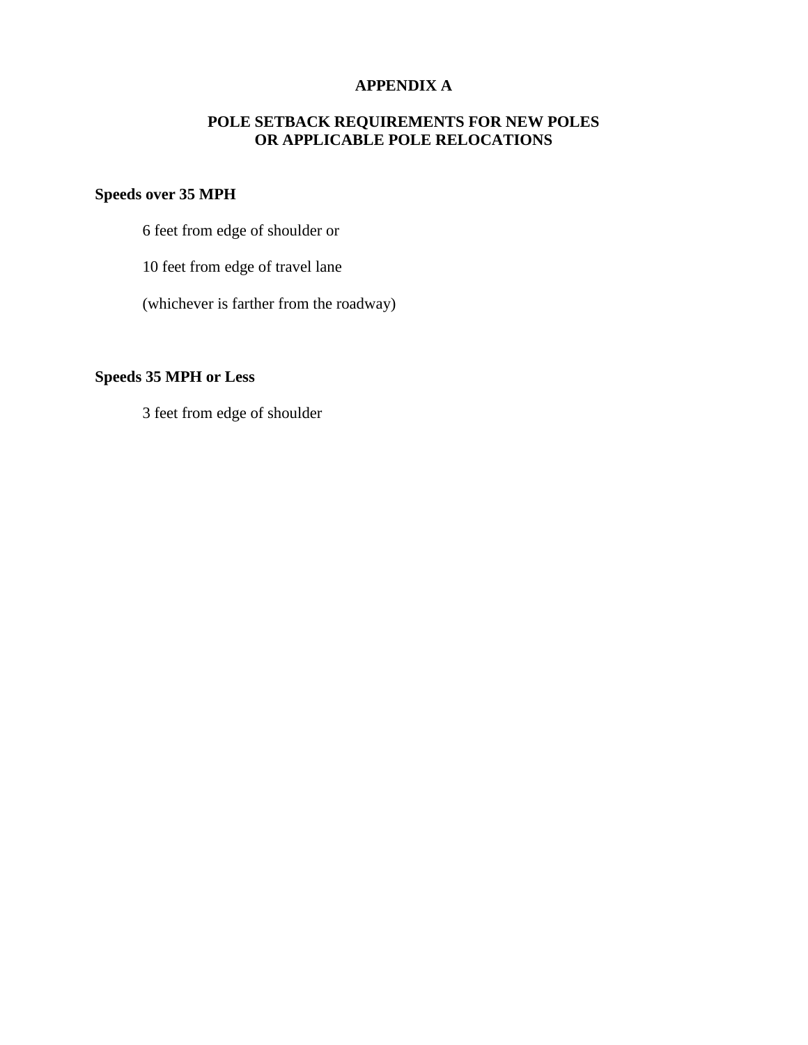# APPENDIX A

## POLE SETBACK REQUIREMENTS FOR NEW POLES OR APPLICABLE POLE RELOCATIONS

**Speeds over 35 MPH**

6 feet from edge of shoulder or

10 feet from edge of travel lane

(whichever is farther from the roadway)

**Speeds 35 MPH or Less**

3 feet from edge of shoulder